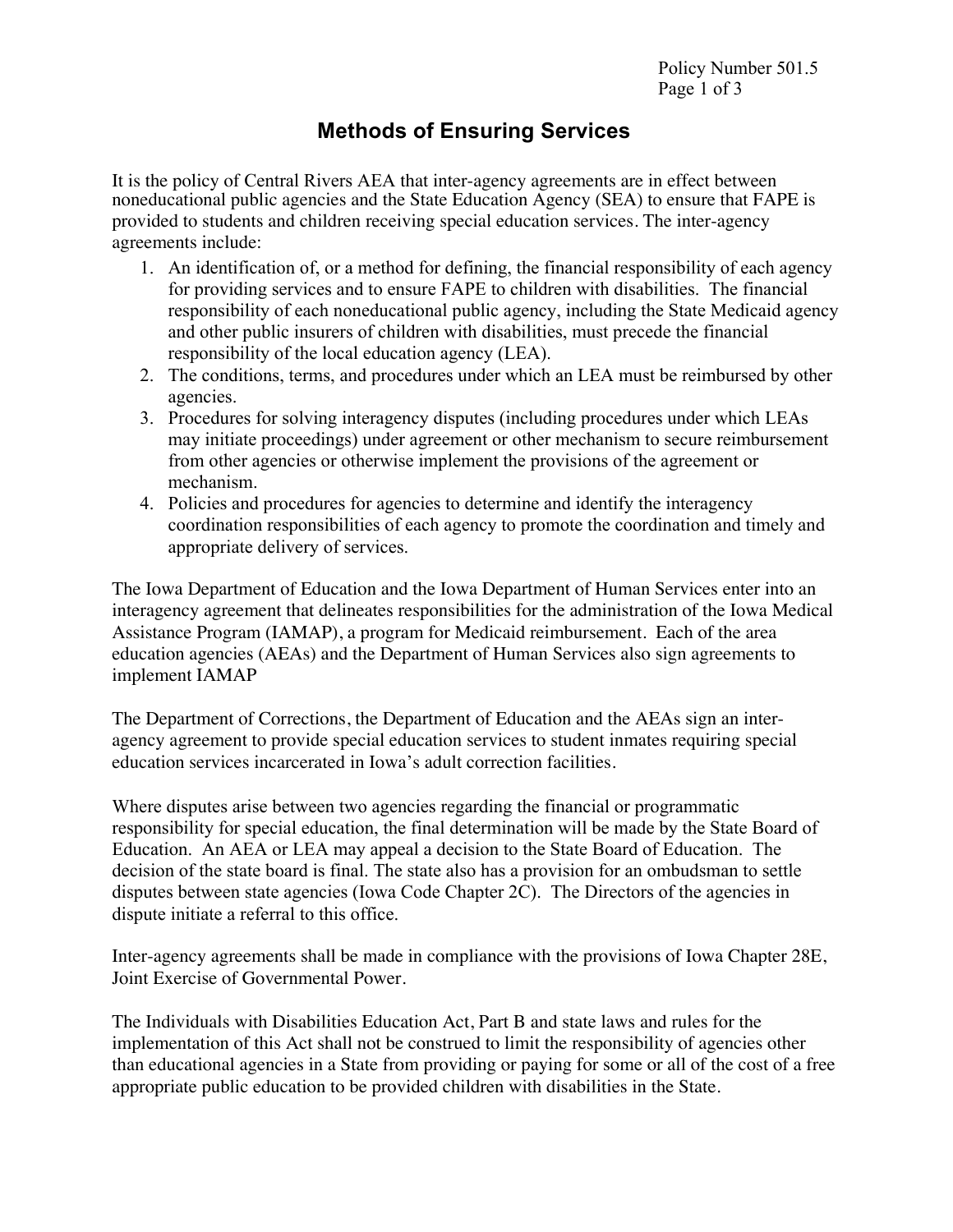# Methods of Ensuring Services

It is the policy of Central Rivers AEA that inter-agency agreements are in effect between noneducational public agencies and the State Education Agency (SEA) to ensure that FAPE is provided to students and children receiving special education services. The inter-agency agreements include:

1. An identification of, or a method for defining, the financial responsibility of each agency for providing services and to ensure FAPE to children with disabilities. The financial responsibility of each noneducational public agency, including the State Medicaid agency and other public insurers of children with disabilities, must precede the financial responsibility of the local education agency (LEA).
2. The conditions, terms, and procedures under which an LEA must be reimbursed by other agencies.
3. Procedures for solving interagency disputes (including procedures under which LEAs may initiate proceedings) under agreement or other mechanism to secure reimbursement from other agencies or otherwise implement the provisions of the agreement or mechanism.
4. Policies and procedures for agencies to determine and identify the interagency coordination responsibilities of each agency to promote the coordination and timely and appropriate delivery of services.

The Iowa Department of Education and the Iowa Department of Human Services enter into an interagency agreement that delineates responsibilities for the administration of the Iowa Medical Assistance Program (IAMAP), a program for Medicaid reimbursement. Each of the area education agencies (AEAs) and the Department of Human Services also sign agreements to implement IAMAP

The Department of Corrections, the Department of Education and the AEAs sign an inter-agency agreement to provide special education services to student inmates requiring special education services incarcerated in Iowa's adult correction facilities.

Where disputes arise between two agencies regarding the financial or programmatic responsibility for special education, the final determination will be made by the State Board of Education. An AEA or LEA may appeal a decision to the State Board of Education. The decision of the state board is final. The state also has a provision for an ombudsman to settle disputes between state agencies (Iowa Code Chapter 2C). The Directors of the agencies in dispute initiate a referral to this office.

Inter-agency agreements shall be made in compliance with the provisions of Iowa Chapter 28E, Joint Exercise of Governmental Power.

The Individuals with Disabilities Education Act, Part B and state laws and rules for the implementation of this Act shall not be construed to limit the responsibility of agencies other than educational agencies in a State from providing or paying for some or all of the cost of a free appropriate public education to be provided children with disabilities in the State.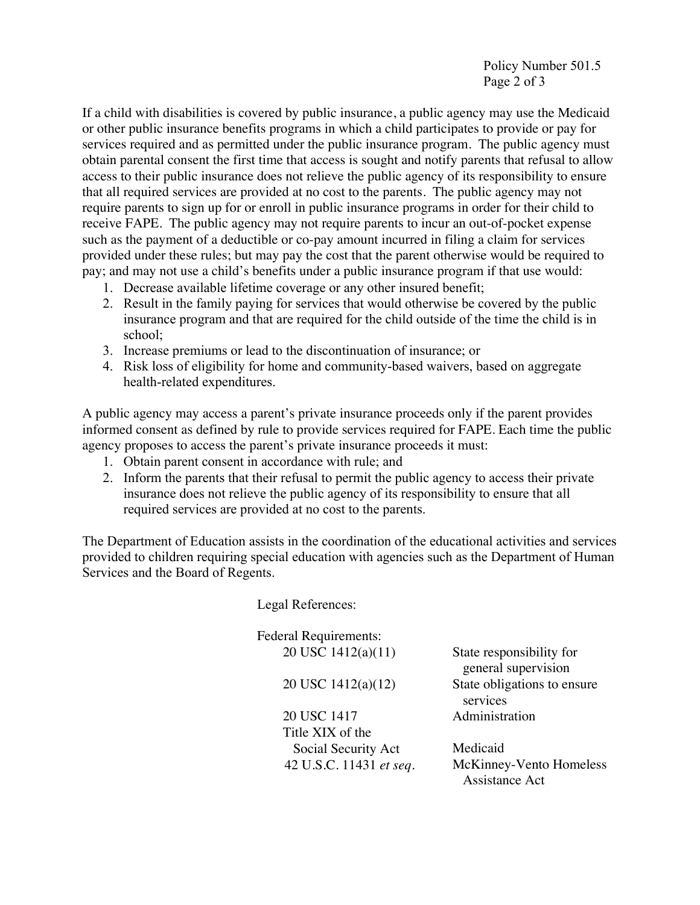If a child with disabilities is covered by public insurance, a public agency may use the Medicaid or other public insurance benefits programs in which a child participates to provide or pay for services required and as permitted under the public insurance program. The public agency must obtain parental consent the first time that access is sought and notify parents that refusal to allow access to their public insurance does not relieve the public agency of its responsibility to ensure that all required services are provided at no cost to the parents. The public agency may not require parents to sign up for or enroll in public insurance programs in order for their child to receive FAPE. The public agency may not require parents to incur an out-of-pocket expense such as the payment of a deductible or co-pay amount incurred in filing a claim for services provided under these rules; but may pay the cost that the parent otherwise would be required to pay; and may not use a child's benefits under a public insurance program if that use would:

1. Decrease available lifetime coverage or any other insured benefit;
2. Result in the family paying for services that would otherwise be covered by the public insurance program and that are required for the child outside of the time the child is in school;
3. Increase premiums or lead to the discontinuation of insurance; or
4. Risk loss of eligibility for home and community-based waivers, based on aggregate health-related expenditures.

A public agency may access a parent's private insurance proceeds only if the parent provides informed consent as defined by rule to provide services required for FAPE. Each time the public agency proposes to access the parent's private insurance proceeds it must:

1. Obtain parent consent in accordance with rule; and
2. Inform the parents that their refusal to permit the public agency to access their private insurance does not relieve the public agency of its responsibility to ensure that all required services are provided at no cost to the parents.

The Department of Education assists in the coordination of the educational activities and services provided to children requiring special education with agencies such as the Department of Human Services and the Board of Regents.

Legal References:

Federal Requirements:

| | |
|---|---|
| 20 USC 1412(a)(11) | State responsibility for general supervision |
| 20 USC 1412(a)(12) | State obligations to ensure services |
| 20 USC 1417 | Administration |
| Title XIX of the Social Security Act | Medicaid |
| 42 U.S.C. 11431 *et seq*. | McKinney-Vento Homeless Assistance Act |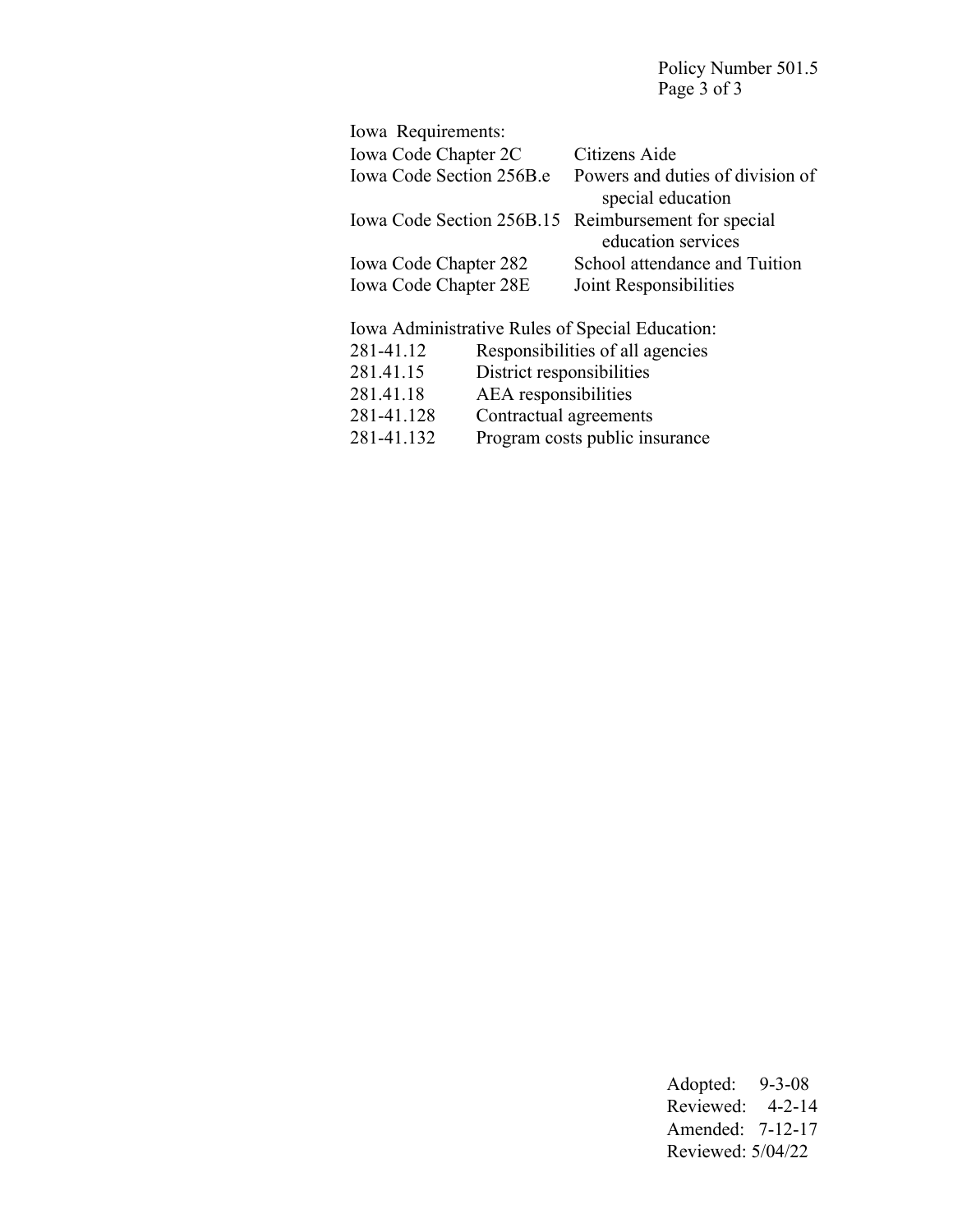Iowa Requirements:

| | |
|---|---|
| Iowa Code Chapter 2C | Citizens Aide |
| Iowa Code Section 256B.e | Powers and duties of division of special education |
| Iowa Code Section 256B.15 | Reimbursement for special education services |
| Iowa Code Chapter 282 | School attendance and Tuition |
| Iowa Code Chapter 28E | Joint Responsibilities |

Iowa Administrative Rules of Special Education:

| | |
|---|---|
| 281-41.12 | Responsibilities of all agencies |
| 281.41.15 | District responsibilities |
| 281.41.18 | AEA responsibilities |
| 281-41.128 | Contractual agreements |
| 281-41.132 | Program costs public insurance |

Adopted: 9-3-08
Reviewed: 4-2-14
Amended: 7-12-17
Reviewed: 5/04/22